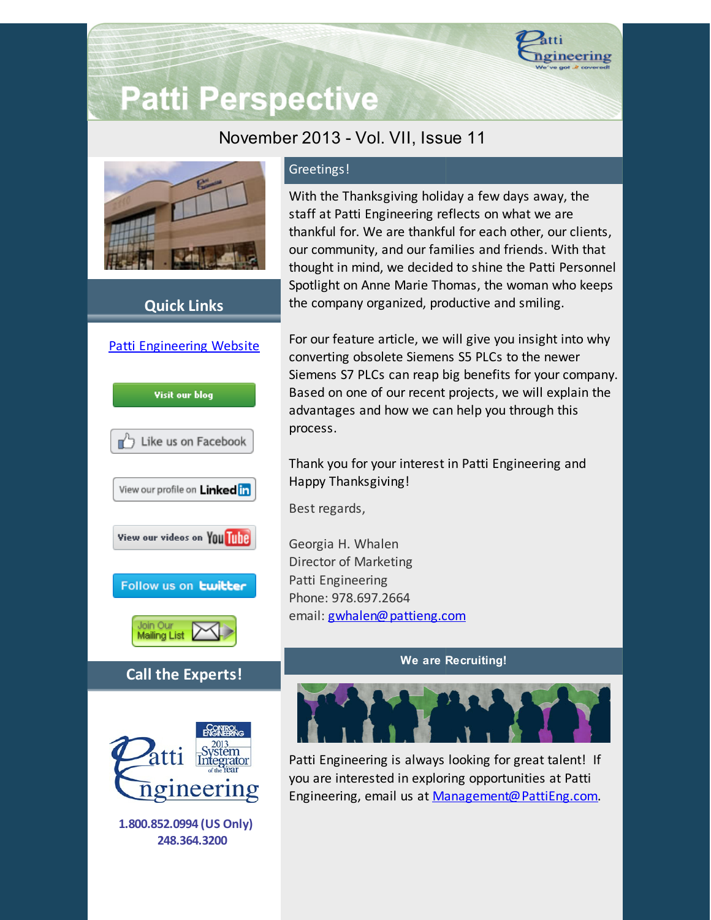# Patti Perspective

November 2013 - Vol. VII, Issue 11

## Quick Links

[Patti Engineering Website](#)

Visit our blog

Like us on Facebook

View our profile on LinkedIn

View our videos on YouTube

Follow us on twitter

Join Our Mailing List

## Call the Experts!

**1.800.852.0994 (US Only)**
**248.364.3200**

## Greetings!

With the Thanksgiving holiday a few days away, the staff at Patti Engineering reflects on what we are thankful for. We are thankful for each other, our clients, our community, and our families and friends. With that thought in mind, we decided to shine the Patti Personnel Spotlight on Anne Marie Thomas, the woman who keeps the company organized, productive and smiling.

For our feature article, we will give you insight into why converting obsolete Siemens S5 PLCs to the newer Siemens S7 PLCs can reap big benefits for your company. Based on one of our recent projects, we will explain the advantages and how we can help you through this process.

Thank you for your interest in Patti Engineering and Happy Thanksgiving!

Best regards,

Georgia H. Whalen
Director of Marketing
Patti Engineering
Phone: 978.697.2664
email: [gwhalen@pattieng.com](mailto:gwhalen@pattieng.com)

## We are Recruiting!

Patti Engineering is always looking for great talent! If you are interested in exploring opportunities at Patti Engineering, email us at [Management@PattiEng.com](mailto:Management@PattiEng.com).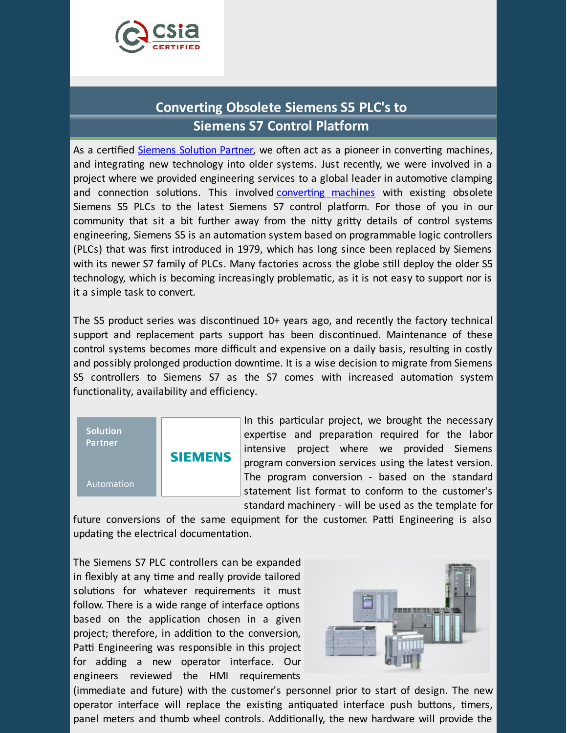## Converting Obsolete Siemens S5 PLC's to Siemens S7 Control Platform

As a certified Siemens Solution Partner, we often act as a pioneer in converting machines, and integrating new technology into older systems. Just recently, we were involved in a project where we provided engineering services to a global leader in automotive clamping and connection solutions. This involved converting machines with existing obsolete Siemens S5 PLCs to the latest Siemens S7 control platform. For those of you in our community that sit a bit further away from the nitty gritty details of control systems engineering, Siemens S5 is an automation system based on programmable logic controllers (PLCs) that was first introduced in 1979, which has long since been replaced by Siemens with its newer S7 family of PLCs. Many factories across the globe still deploy the older S5 technology, which is becoming increasingly problematic, as it is not easy to support nor is it a simple task to convert.

The S5 product series was discontinued 10+ years ago, and recently the factory technical support and replacement parts support has been discontinued. Maintenance of these control systems becomes more difficult and expensive on a daily basis, resulting in costly and possibly prolonged production downtime. It is a wise decision to migrate from Siemens S5 controllers to Siemens S7 as the S7 comes with increased automation system functionality, availability and efficiency.

In this particular project, we brought the necessary expertise and preparation required for the labor intensive project where we provided Siemens program conversion services using the latest version. The program conversion - based on the standard statement list format to conform to the customer's standard machinery - will be used as the template for future conversions of the same equipment for the customer. Patti Engineering is also updating the electrical documentation.

The Siemens S7 PLC controllers can be expanded in flexibly at any time and really provide tailored solutions for whatever requirements it must follow. There is a wide range of interface options based on the application chosen in a given project; therefore, in addition to the conversion, Patti Engineering was responsible in this project for adding a new operator interface. Our engineers reviewed the HMI requirements (immediate and future) with the customer's personnel prior to start of design. The new operator interface will replace the existing antiquated interface push buttons, timers, panel meters and thumb wheel controls. Additionally, the new hardware will provide the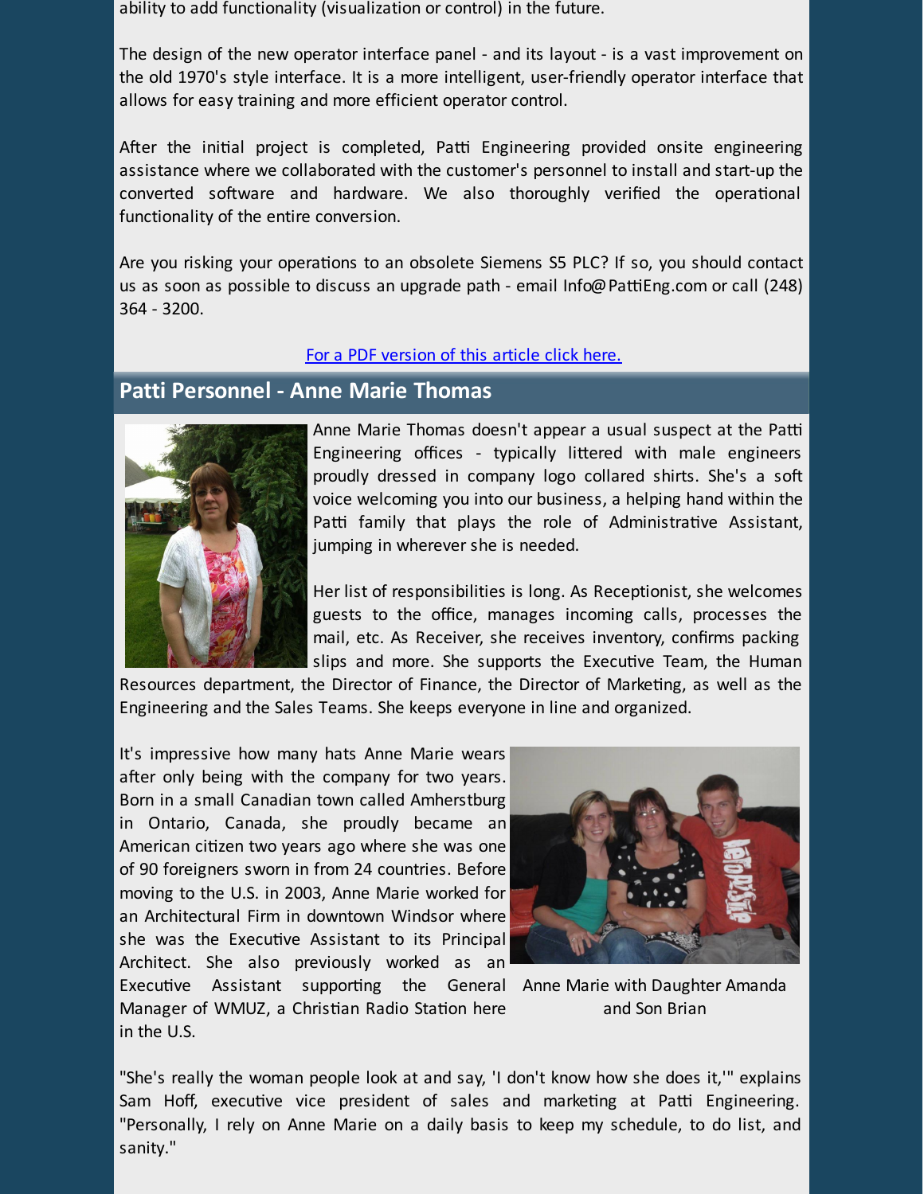ability to add functionality (visualization or control) in the future.

The design of the new operator interface panel - and its layout - is a vast improvement on the old 1970's style interface. It is a more intelligent, user-friendly operator interface that allows for easy training and more efficient operator control.

After the initial project is completed, Patti Engineering provided onsite engineering assistance where we collaborated with the customer's personnel to install and start-up the converted software and hardware. We also thoroughly verified the operational functionality of the entire conversion.

Are you risking your operations to an obsolete Siemens S5 PLC? If so, you should contact us as soon as possible to discuss an upgrade path - email Info@PattiEng.com or call (248) 364 - 3200.

For a PDF version of this article click here.

## Patti Personnel - Anne Marie Thomas

Anne Marie Thomas doesn't appear a usual suspect at the Patti Engineering offices - typically littered with male engineers proudly dressed in company logo collared shirts. She's a soft voice welcoming you into our business, a helping hand within the Patti family that plays the role of Administrative Assistant, jumping in wherever she is needed.

Her list of responsibilities is long. As Receptionist, she welcomes guests to the office, manages incoming calls, processes the mail, etc. As Receiver, she receives inventory, confirms packing slips and more. She supports the Executive Team, the Human Resources department, the Director of Finance, the Director of Marketing, as well as the Engineering and the Sales Teams. She keeps everyone in line and organized.

It's impressive how many hats Anne Marie wears after only being with the company for two years. Born in a small Canadian town called Amherstburg in Ontario, Canada, she proudly became an American citizen two years ago where she was one of 90 foreigners sworn in from 24 countries. Before moving to the U.S. in 2003, Anne Marie worked for an Architectural Firm in downtown Windsor where she was the Executive Assistant to its Principal Architect. She also previously worked as an Executive Assistant supporting the General Manager of WMUZ, a Christian Radio Station here in the U.S.

Anne Marie with Daughter Amanda and Son Brian

"She's really the woman people look at and say, 'I don't know how she does it,'" explains Sam Hoff, executive vice president of sales and marketing at Patti Engineering. "Personally, I rely on Anne Marie on a daily basis to keep my schedule, to do list, and sanity."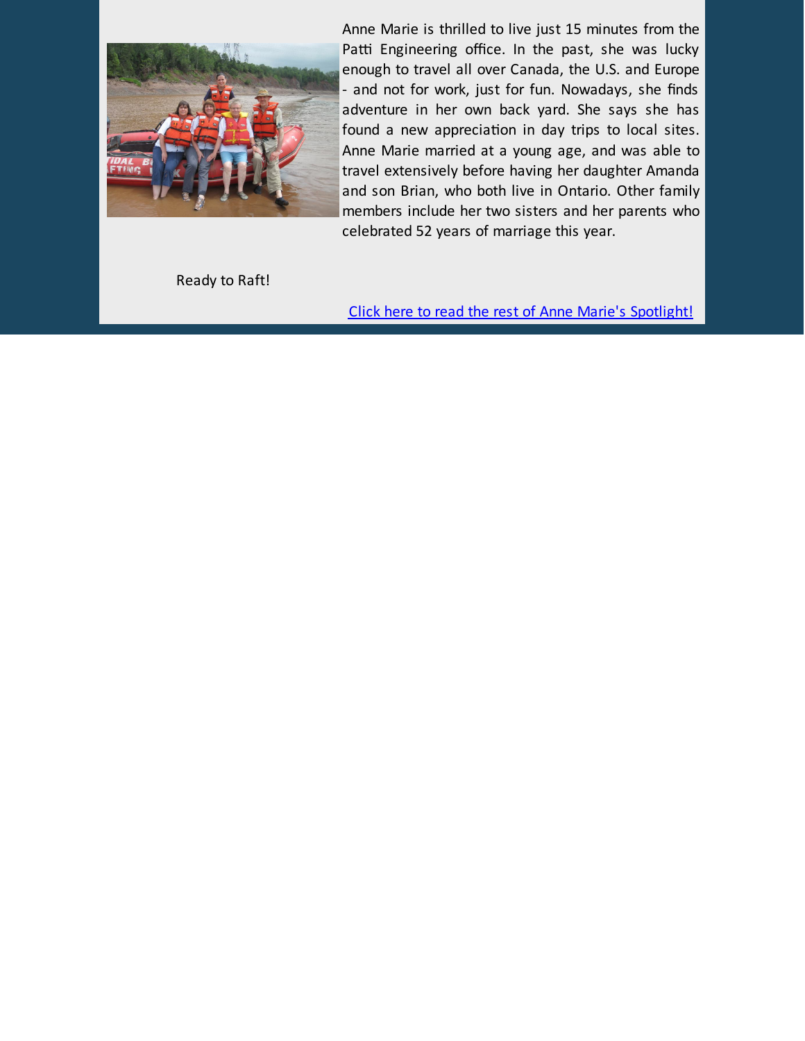Anne Marie is thrilled to live just 15 minutes from the Patti Engineering office. In the past, she was lucky enough to travel all over Canada, the U.S. and Europe - and not for work, just for fun. Nowadays, she finds adventure in her own back yard. She says she has found a new appreciation in day trips to local sites. Anne Marie married at a young age, and was able to travel extensively before having her daughter Amanda and son Brian, who both live in Ontario. Other family members include her two sisters and her parents who celebrated 52 years of marriage this year.

Ready to Raft!

[Click here to read the rest of Anne Marie's Spotlight!]